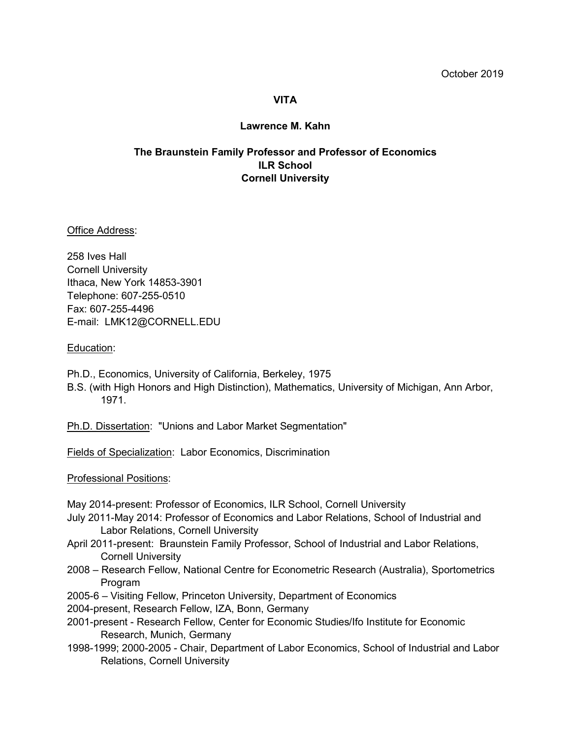October 2019

**VITA**

**Lawrence M. Kahn**

**The Braunstein Family Professor and Professor of Economics**
**ILR School**
**Cornell University**

Office Address:

258 Ives Hall
Cornell University
Ithaca, New York 14853-3901
Telephone: 607-255-0510
Fax: 607-255-4496
E-mail: LMK12@CORNELL.EDU

Education:

Ph.D., Economics, University of California, Berkeley, 1975
B.S. (with High Honors and High Distinction), Mathematics, University of Michigan, Ann Arbor, 1971.

Ph.D. Dissertation: "Unions and Labor Market Segmentation"

Fields of Specialization: Labor Economics, Discrimination

Professional Positions:

May 2014-present: Professor of Economics, ILR School, Cornell University
July 2011-May 2014: Professor of Economics and Labor Relations, School of Industrial and Labor Relations, Cornell University
April 2011-present: Braunstein Family Professor, School of Industrial and Labor Relations, Cornell University
2008 – Research Fellow, National Centre for Econometric Research (Australia), Sportometrics Program
2005-6 – Visiting Fellow, Princeton University, Department of Economics
2004-present, Research Fellow, IZA, Bonn, Germany
2001-present - Research Fellow, Center for Economic Studies/Ifo Institute for Economic Research, Munich, Germany
1998-1999; 2000-2005 - Chair, Department of Labor Economics, School of Industrial and Labor Relations, Cornell University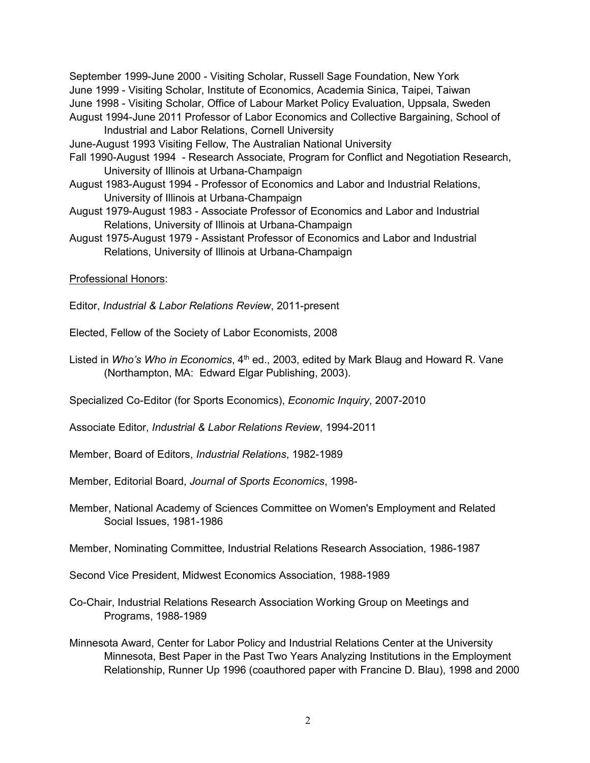September 1999-June 2000 - Visiting Scholar, Russell Sage Foundation, New York
June 1999 - Visiting Scholar, Institute of Economics, Academia Sinica, Taipei, Taiwan
June 1998 - Visiting Scholar, Office of Labour Market Policy Evaluation, Uppsala, Sweden
August 1994-June 2011 Professor of Labor Economics and Collective Bargaining, School of Industrial and Labor Relations, Cornell University
June-August 1993 Visiting Fellow, The Australian National University
Fall 1990-August 1994 - Research Associate, Program for Conflict and Negotiation Research, University of Illinois at Urbana-Champaign
August 1983-August 1994 - Professor of Economics and Labor and Industrial Relations, University of Illinois at Urbana-Champaign
August 1979-August 1983 - Associate Professor of Economics and Labor and Industrial Relations, University of Illinois at Urbana-Champaign
August 1975-August 1979 - Assistant Professor of Economics and Labor and Industrial Relations, University of Illinois at Urbana-Champaign

Professional Honors:

Editor, *Industrial & Labor Relations Review*, 2011-present

Elected, Fellow of the Society of Labor Economists, 2008

Listed in *Who's Who in Economics*, 4th ed., 2003, edited by Mark Blaug and Howard R. Vane (Northampton, MA: Edward Elgar Publishing, 2003).

Specialized Co-Editor (for Sports Economics), *Economic Inquiry*, 2007-2010

Associate Editor, *Industrial & Labor Relations Review*, 1994-2011

Member, Board of Editors, *Industrial Relations*, 1982-1989

Member, Editorial Board, *Journal of Sports Economics*, 1998-

Member, National Academy of Sciences Committee on Women's Employment and Related Social Issues, 1981-1986

Member, Nominating Committee, Industrial Relations Research Association, 1986-1987

Second Vice President, Midwest Economics Association, 1988-1989

Co-Chair, Industrial Relations Research Association Working Group on Meetings and Programs, 1988-1989

Minnesota Award, Center for Labor Policy and Industrial Relations Center at the University Minnesota, Best Paper in the Past Two Years Analyzing Institutions in the Employment Relationship, Runner Up 1996 (coauthored paper with Francine D. Blau), 1998 and 2000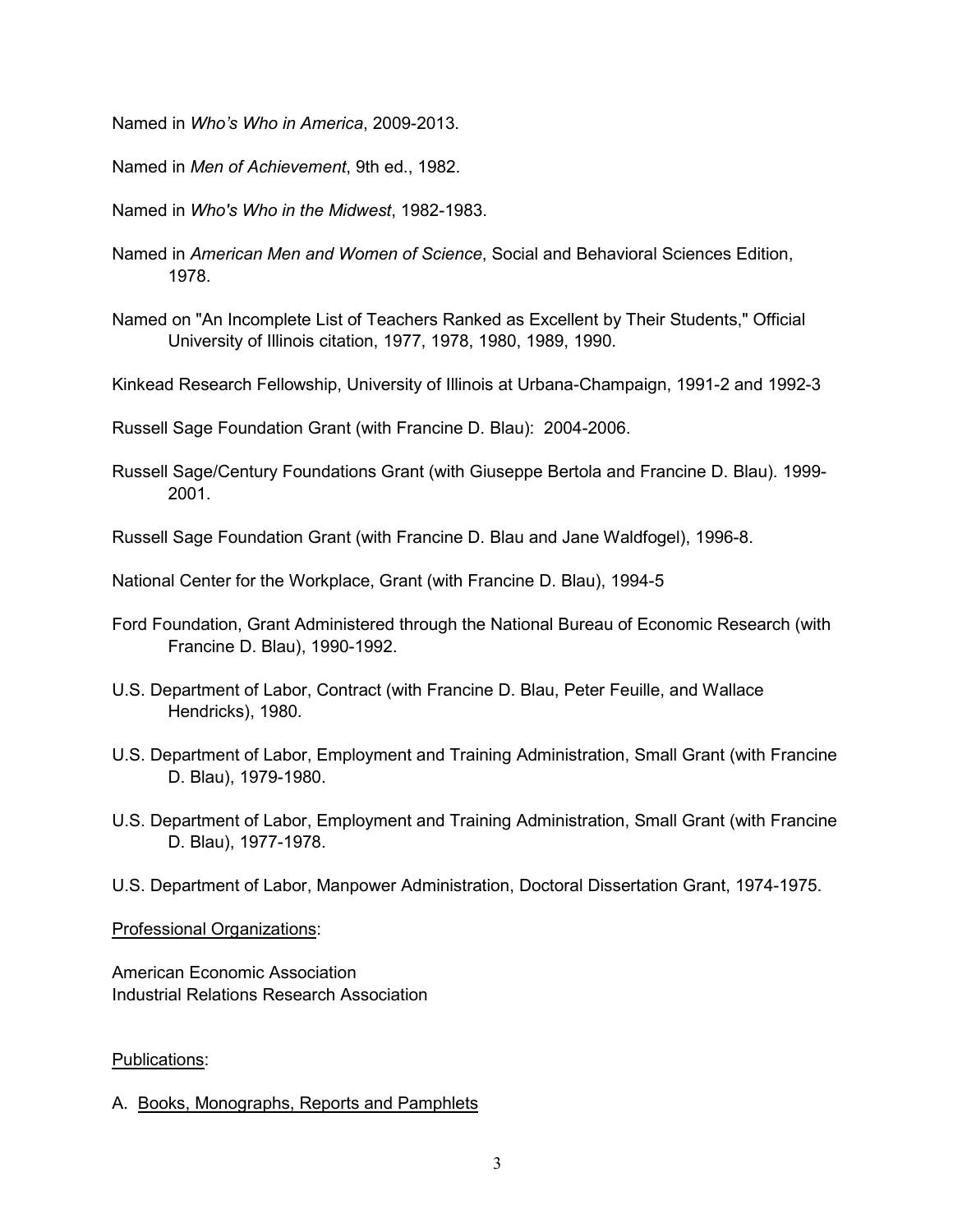Named in *Who's Who in America*, 2009-2013.

Named in *Men of Achievement*, 9th ed., 1982.

Named in *Who's Who in the Midwest*, 1982-1983.

Named in *American Men and Women of Science*, Social and Behavioral Sciences Edition, 1978.

Named on "An Incomplete List of Teachers Ranked as Excellent by Their Students," Official University of Illinois citation, 1977, 1978, 1980, 1989, 1990.

Kinkead Research Fellowship, University of Illinois at Urbana-Champaign, 1991-2 and 1992-3

Russell Sage Foundation Grant (with Francine D. Blau): 2004-2006.

Russell Sage/Century Foundations Grant (with Giuseppe Bertola and Francine D. Blau). 1999-2001.

Russell Sage Foundation Grant (with Francine D. Blau and Jane Waldfogel), 1996-8.

National Center for the Workplace, Grant (with Francine D. Blau), 1994-5

Ford Foundation, Grant Administered through the National Bureau of Economic Research (with Francine D. Blau), 1990-1992.

U.S. Department of Labor, Contract (with Francine D. Blau, Peter Feuille, and Wallace Hendricks), 1980.

U.S. Department of Labor, Employment and Training Administration, Small Grant (with Francine D. Blau), 1979-1980.

U.S. Department of Labor, Employment and Training Administration, Small Grant (with Francine D. Blau), 1977-1978.

U.S. Department of Labor, Manpower Administration, Doctoral Dissertation Grant, 1974-1975.

<u>Professional Organizations</u>:

American Economic Association
Industrial Relations Research Association

<u>Publications</u>:

A. <u>Books, Monographs, Reports and Pamphlets</u>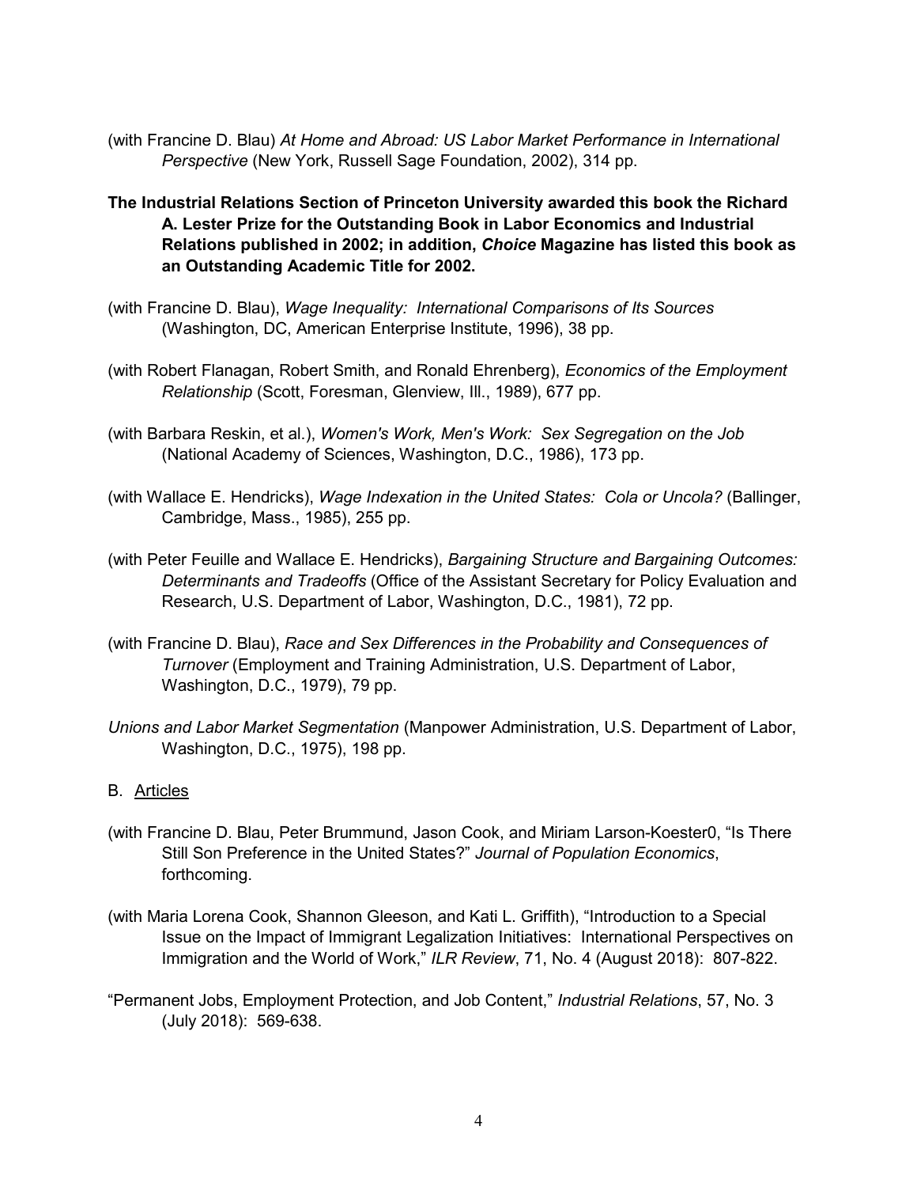(with Francine D. Blau) *At Home and Abroad: US Labor Market Performance in International Perspective* (New York, Russell Sage Foundation, 2002), 314 pp.

**The Industrial Relations Section of Princeton University awarded this book the Richard A. Lester Prize for the Outstanding Book in Labor Economics and Industrial Relations published in 2002; in addition, *Choice* Magazine has listed this book as an Outstanding Academic Title for 2002.**

(with Francine D. Blau), *Wage Inequality: International Comparisons of Its Sources* (Washington, DC, American Enterprise Institute, 1996), 38 pp.

(with Robert Flanagan, Robert Smith, and Ronald Ehrenberg), *Economics of the Employment Relationship* (Scott, Foresman, Glenview, Ill., 1989), 677 pp.

(with Barbara Reskin, et al.), *Women's Work, Men's Work: Sex Segregation on the Job* (National Academy of Sciences, Washington, D.C., 1986), 173 pp.

(with Wallace E. Hendricks), *Wage Indexation in the United States: Cola or Uncola?* (Ballinger, Cambridge, Mass., 1985), 255 pp.

(with Peter Feuille and Wallace E. Hendricks), *Bargaining Structure and Bargaining Outcomes: Determinants and Tradeoffs* (Office of the Assistant Secretary for Policy Evaluation and Research, U.S. Department of Labor, Washington, D.C., 1981), 72 pp.

(with Francine D. Blau), *Race and Sex Differences in the Probability and Consequences of Turnover* (Employment and Training Administration, U.S. Department of Labor, Washington, D.C., 1979), 79 pp.

*Unions and Labor Market Segmentation* (Manpower Administration, U.S. Department of Labor, Washington, D.C., 1975), 198 pp.

B. Articles

(with Francine D. Blau, Peter Brummund, Jason Cook, and Miriam Larson-Koester0, "Is There Still Son Preference in the United States?" *Journal of Population Economics*, forthcoming.

(with Maria Lorena Cook, Shannon Gleeson, and Kati L. Griffith), "Introduction to a Special Issue on the Impact of Immigrant Legalization Initiatives: International Perspectives on Immigration and the World of Work," *ILR Review*, 71, No. 4 (August 2018): 807-822.

"Permanent Jobs, Employment Protection, and Job Content," *Industrial Relations*, 57, No. 3 (July 2018): 569-638.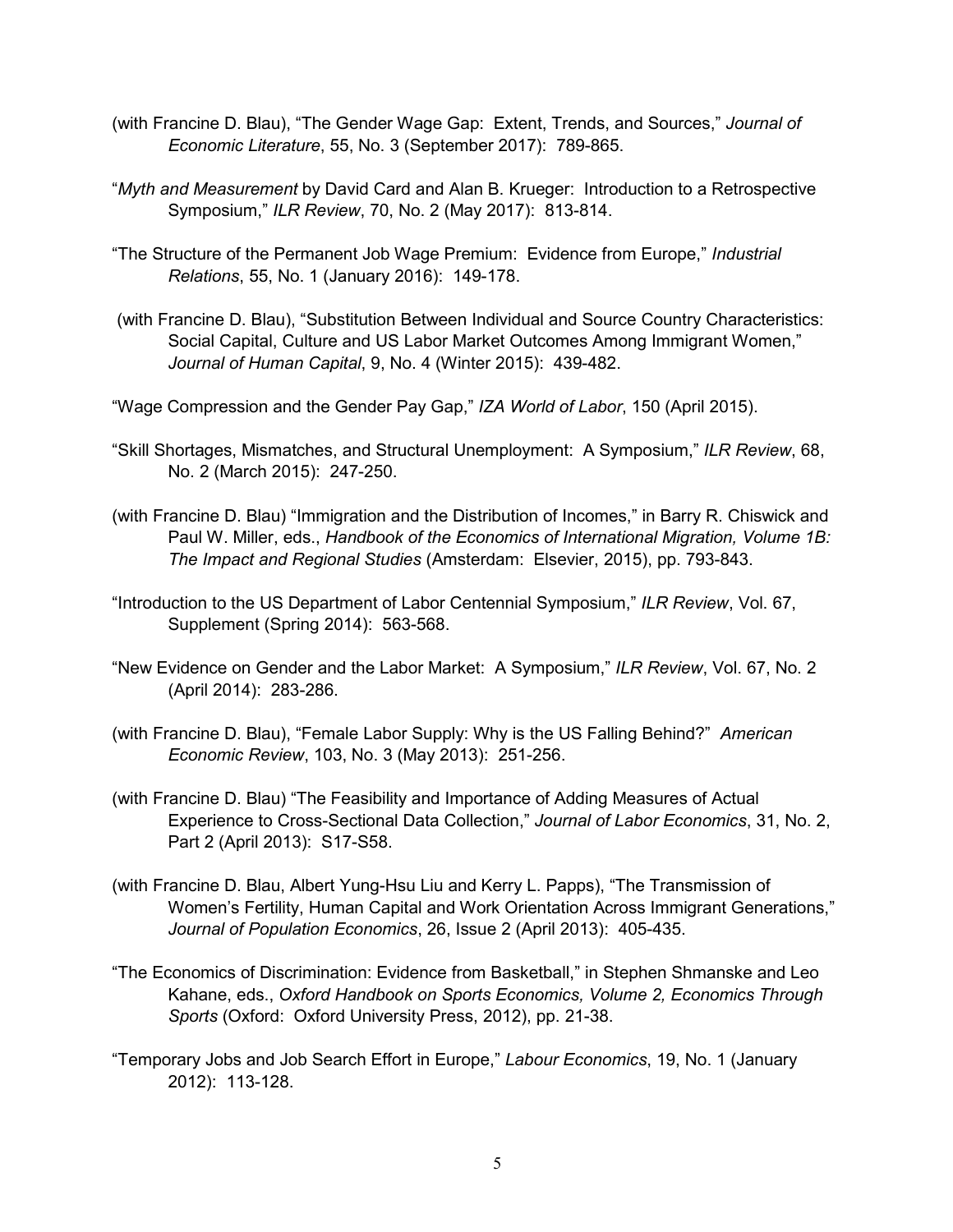(with Francine D. Blau), "The Gender Wage Gap: Extent, Trends, and Sources," *Journal of Economic Literature*, 55, No. 3 (September 2017): 789-865.

"*Myth and Measurement* by David Card and Alan B. Krueger: Introduction to a Retrospective Symposium," *ILR Review*, 70, No. 2 (May 2017): 813-814.

"The Structure of the Permanent Job Wage Premium: Evidence from Europe," *Industrial Relations*, 55, No. 1 (January 2016): 149-178.

(with Francine D. Blau), "Substitution Between Individual and Source Country Characteristics: Social Capital, Culture and US Labor Market Outcomes Among Immigrant Women," *Journal of Human Capital*, 9, No. 4 (Winter 2015): 439-482.

"Wage Compression and the Gender Pay Gap," *IZA World of Labor*, 150 (April 2015).

"Skill Shortages, Mismatches, and Structural Unemployment: A Symposium," *ILR Review*, 68, No. 2 (March 2015): 247-250.

(with Francine D. Blau) "Immigration and the Distribution of Incomes," in Barry R. Chiswick and Paul W. Miller, eds., *Handbook of the Economics of International Migration, Volume 1B: The Impact and Regional Studies* (Amsterdam: Elsevier, 2015), pp. 793-843.

"Introduction to the US Department of Labor Centennial Symposium," *ILR Review*, Vol. 67, Supplement (Spring 2014): 563-568.

"New Evidence on Gender and the Labor Market: A Symposium," *ILR Review*, Vol. 67, No. 2 (April 2014): 283-286.

(with Francine D. Blau), "Female Labor Supply: Why is the US Falling Behind?" *American Economic Review*, 103, No. 3 (May 2013): 251-256.

(with Francine D. Blau) "The Feasibility and Importance of Adding Measures of Actual Experience to Cross-Sectional Data Collection," *Journal of Labor Economics*, 31, No. 2, Part 2 (April 2013): S17-S58.

(with Francine D. Blau, Albert Yung-Hsu Liu and Kerry L. Papps), "The Transmission of Women's Fertility, Human Capital and Work Orientation Across Immigrant Generations," *Journal of Population Economics*, 26, Issue 2 (April 2013): 405-435.

"The Economics of Discrimination: Evidence from Basketball," in Stephen Shmanske and Leo Kahane, eds., *Oxford Handbook on Sports Economics, Volume 2, Economics Through Sports* (Oxford: Oxford University Press, 2012), pp. 21-38.

"Temporary Jobs and Job Search Effort in Europe," *Labour Economics*, 19, No. 1 (January 2012): 113-128.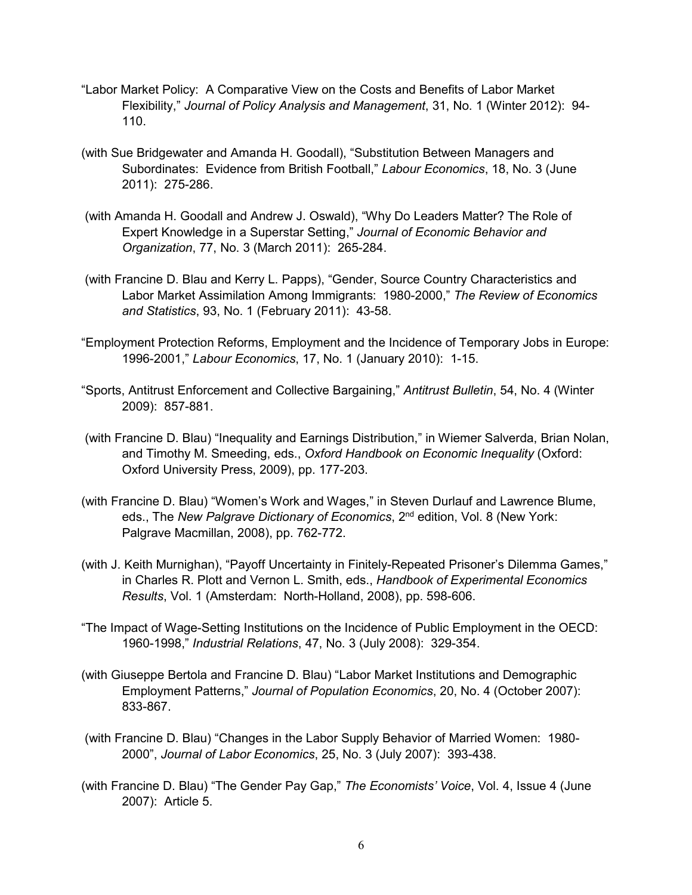"Labor Market Policy: A Comparative View on the Costs and Benefits of Labor Market Flexibility," *Journal of Policy Analysis and Management*, 31, No. 1 (Winter 2012): 94-110.

(with Sue Bridgewater and Amanda H. Goodall), "Substitution Between Managers and Subordinates: Evidence from British Football," *Labour Economics*, 18, No. 3 (June 2011): 275-286.

(with Amanda H. Goodall and Andrew J. Oswald), "Why Do Leaders Matter? The Role of Expert Knowledge in a Superstar Setting," *Journal of Economic Behavior and Organization*, 77, No. 3 (March 2011): 265-284.

(with Francine D. Blau and Kerry L. Papps), "Gender, Source Country Characteristics and Labor Market Assimilation Among Immigrants: 1980-2000," *The Review of Economics and Statistics*, 93, No. 1 (February 2011): 43-58.

"Employment Protection Reforms, Employment and the Incidence of Temporary Jobs in Europe: 1996-2001," *Labour Economics*, 17, No. 1 (January 2010): 1-15.

"Sports, Antitrust Enforcement and Collective Bargaining," *Antitrust Bulletin*, 54, No. 4 (Winter 2009): 857-881.

(with Francine D. Blau) "Inequality and Earnings Distribution," in Wiemer Salverda, Brian Nolan, and Timothy M. Smeeding, eds., *Oxford Handbook on Economic Inequality* (Oxford: Oxford University Press, 2009), pp. 177-203.

(with Francine D. Blau) "Women's Work and Wages," in Steven Durlauf and Lawrence Blume, eds., The *New Palgrave Dictionary of Economics*, 2nd edition, Vol. 8 (New York: Palgrave Macmillan, 2008), pp. 762-772.

(with J. Keith Murnighan), "Payoff Uncertainty in Finitely-Repeated Prisoner's Dilemma Games," in Charles R. Plott and Vernon L. Smith, eds., *Handbook of Experimental Economics Results*, Vol. 1 (Amsterdam: North-Holland, 2008), pp. 598-606.

"The Impact of Wage-Setting Institutions on the Incidence of Public Employment in the OECD: 1960-1998," *Industrial Relations*, 47, No. 3 (July 2008): 329-354.

(with Giuseppe Bertola and Francine D. Blau) "Labor Market Institutions and Demographic Employment Patterns," *Journal of Population Economics*, 20, No. 4 (October 2007): 833-867.

(with Francine D. Blau) "Changes in the Labor Supply Behavior of Married Women: 1980-2000", *Journal of Labor Economics*, 25, No. 3 (July 2007): 393-438.

(with Francine D. Blau) "The Gender Pay Gap," *The Economists' Voice*, Vol. 4, Issue 4 (June 2007): Article 5.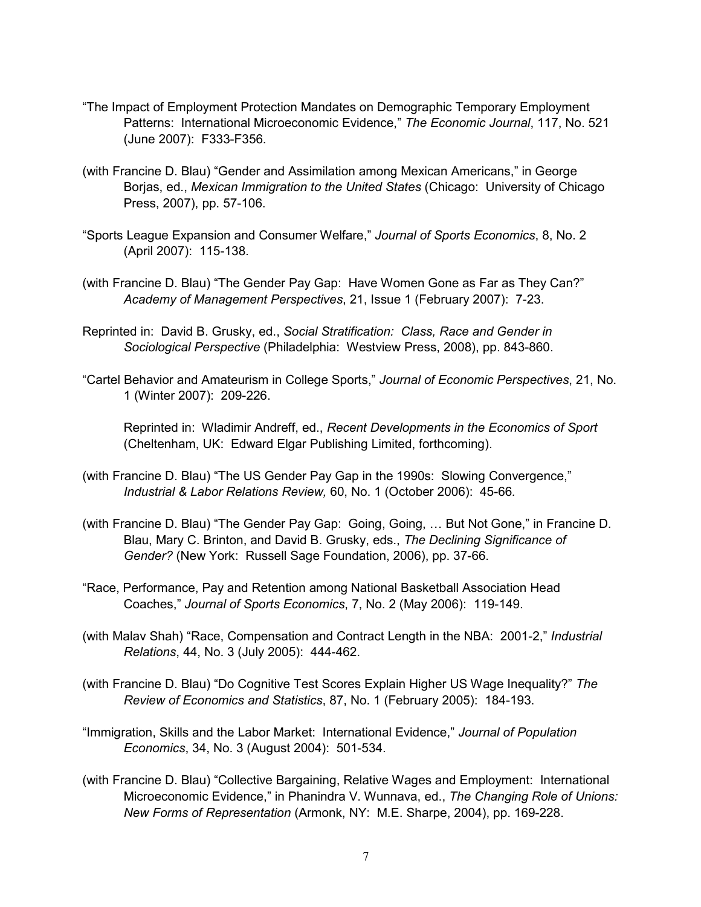"The Impact of Employment Protection Mandates on Demographic Temporary Employment Patterns: International Microeconomic Evidence," *The Economic Journal*, 117, No. 521 (June 2007): F333-F356.

(with Francine D. Blau) "Gender and Assimilation among Mexican Americans," in George Borjas, ed., *Mexican Immigration to the United States* (Chicago: University of Chicago Press, 2007), pp. 57-106.

"Sports League Expansion and Consumer Welfare," *Journal of Sports Economics*, 8, No. 2 (April 2007): 115-138.

(with Francine D. Blau) "The Gender Pay Gap: Have Women Gone as Far as They Can?" *Academy of Management Perspectives*, 21, Issue 1 (February 2007): 7-23.

Reprinted in: David B. Grusky, ed., *Social Stratification: Class, Race and Gender in Sociological Perspective* (Philadelphia: Westview Press, 2008), pp. 843-860.

"Cartel Behavior and Amateurism in College Sports," *Journal of Economic Perspectives*, 21, No. 1 (Winter 2007): 209-226.

Reprinted in: Wladimir Andreff, ed., *Recent Developments in the Economics of Sport* (Cheltenham, UK: Edward Elgar Publishing Limited, forthcoming).

(with Francine D. Blau) "The US Gender Pay Gap in the 1990s: Slowing Convergence," *Industrial & Labor Relations Review,* 60, No. 1 (October 2006): 45-66.

(with Francine D. Blau) "The Gender Pay Gap: Going, Going, … But Not Gone," in Francine D. Blau, Mary C. Brinton, and David B. Grusky, eds., *The Declining Significance of Gender?* (New York: Russell Sage Foundation, 2006), pp. 37-66.

"Race, Performance, Pay and Retention among National Basketball Association Head Coaches," *Journal of Sports Economics*, 7, No. 2 (May 2006): 119-149.

(with Malav Shah) "Race, Compensation and Contract Length in the NBA: 2001-2," *Industrial Relations*, 44, No. 3 (July 2005): 444-462.

(with Francine D. Blau) "Do Cognitive Test Scores Explain Higher US Wage Inequality?" *The Review of Economics and Statistics*, 87, No. 1 (February 2005): 184-193.

"Immigration, Skills and the Labor Market: International Evidence," *Journal of Population Economics*, 34, No. 3 (August 2004): 501-534.

(with Francine D. Blau) "Collective Bargaining, Relative Wages and Employment: International Microeconomic Evidence," in Phanindra V. Wunnava, ed., *The Changing Role of Unions: New Forms of Representation* (Armonk, NY: M.E. Sharpe, 2004), pp. 169-228.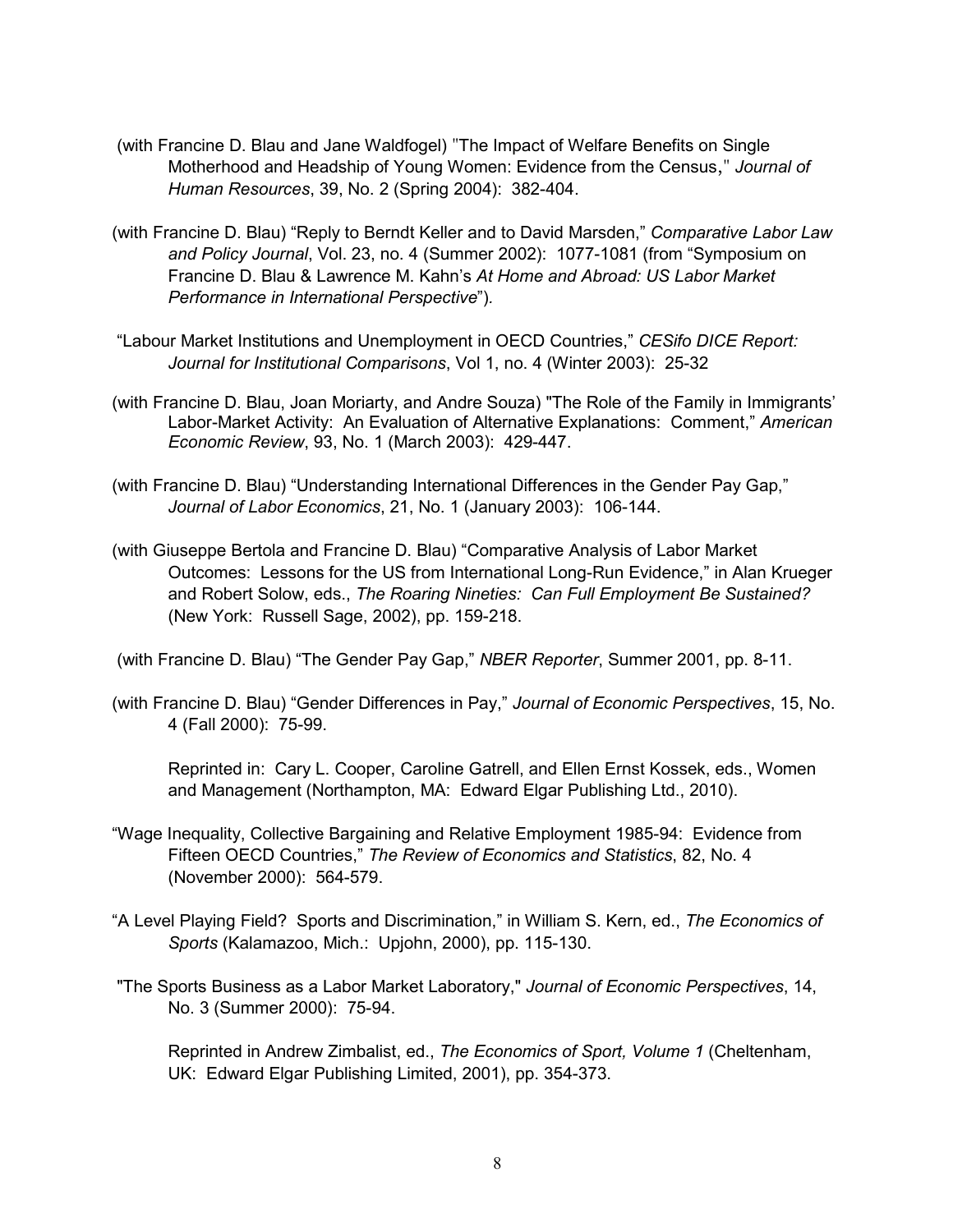(with Francine D. Blau and Jane Waldfogel) "The Impact of Welfare Benefits on Single Motherhood and Headship of Young Women: Evidence from the Census," *Journal of Human Resources*, 39, No. 2 (Spring 2004): 382-404.

(with Francine D. Blau) "Reply to Berndt Keller and to David Marsden," *Comparative Labor Law and Policy Journal*, Vol. 23, no. 4 (Summer 2002): 1077-1081 (from "Symposium on Francine D. Blau & Lawrence M. Kahn's *At Home and Abroad: US Labor Market Performance in International Perspective*").

"Labour Market Institutions and Unemployment in OECD Countries," *CESifo DICE Report: Journal for Institutional Comparisons*, Vol 1, no. 4 (Winter 2003): 25-32

(with Francine D. Blau, Joan Moriarty, and Andre Souza) "The Role of the Family in Immigrants' Labor-Market Activity: An Evaluation of Alternative Explanations: Comment," *American Economic Review*, 93, No. 1 (March 2003): 429-447.

(with Francine D. Blau) "Understanding International Differences in the Gender Pay Gap," *Journal of Labor Economics*, 21, No. 1 (January 2003): 106-144.

(with Giuseppe Bertola and Francine D. Blau) "Comparative Analysis of Labor Market Outcomes: Lessons for the US from International Long-Run Evidence," in Alan Krueger and Robert Solow, eds., *The Roaring Nineties: Can Full Employment Be Sustained?* (New York: Russell Sage, 2002), pp. 159-218.

(with Francine D. Blau) "The Gender Pay Gap," *NBER Reporter*, Summer 2001, pp. 8-11.

(with Francine D. Blau) "Gender Differences in Pay," *Journal of Economic Perspectives*, 15, No. 4 (Fall 2000): 75-99.

Reprinted in: Cary L. Cooper, Caroline Gatrell, and Ellen Ernst Kossek, eds., Women and Management (Northampton, MA: Edward Elgar Publishing Ltd., 2010).

"Wage Inequality, Collective Bargaining and Relative Employment 1985-94: Evidence from Fifteen OECD Countries," *The Review of Economics and Statistics*, 82, No. 4 (November 2000): 564-579.

"A Level Playing Field? Sports and Discrimination," in William S. Kern, ed., *The Economics of Sports* (Kalamazoo, Mich.: Upjohn, 2000), pp. 115-130.

"The Sports Business as a Labor Market Laboratory," *Journal of Economic Perspectives*, 14, No. 3 (Summer 2000): 75-94.

Reprinted in Andrew Zimbalist, ed., *The Economics of Sport, Volume 1* (Cheltenham, UK: Edward Elgar Publishing Limited, 2001), pp. 354-373.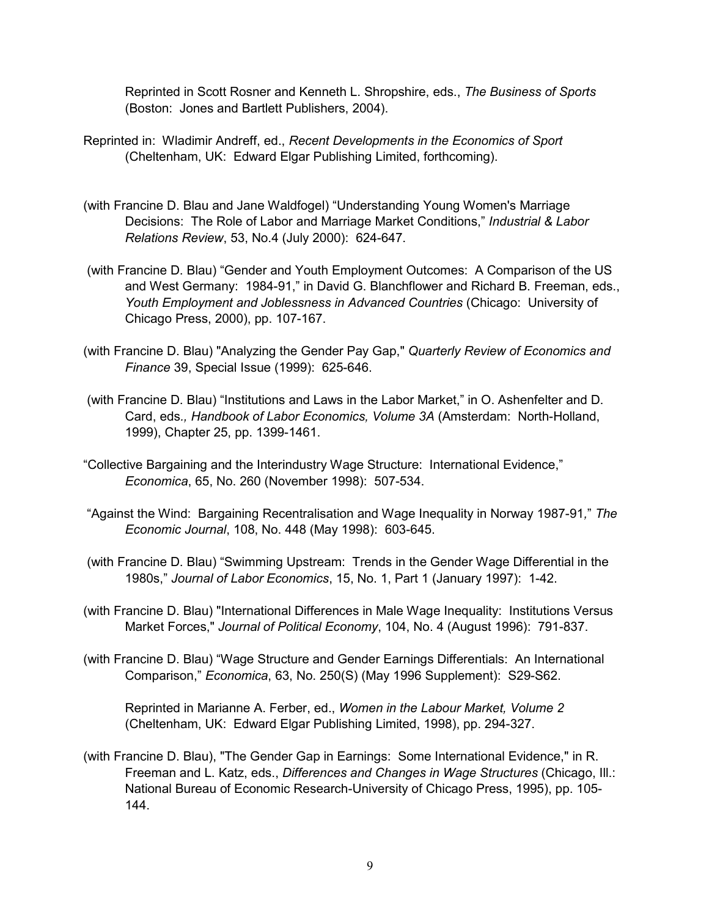Reprinted in Scott Rosner and Kenneth L. Shropshire, eds., *The Business of Sports* (Boston: Jones and Bartlett Publishers, 2004).

Reprinted in: Wladimir Andreff, ed., *Recent Developments in the Economics of Sport* (Cheltenham, UK: Edward Elgar Publishing Limited, forthcoming).

(with Francine D. Blau and Jane Waldfogel) "Understanding Young Women's Marriage Decisions: The Role of Labor and Marriage Market Conditions," *Industrial & Labor Relations Review*, 53, No.4 (July 2000): 624-647.

(with Francine D. Blau) "Gender and Youth Employment Outcomes: A Comparison of the US and West Germany: 1984-91," in David G. Blanchflower and Richard B. Freeman, eds., *Youth Employment and Joblessness in Advanced Countries* (Chicago: University of Chicago Press, 2000), pp. 107-167.

(with Francine D. Blau) "Analyzing the Gender Pay Gap," *Quarterly Review of Economics and Finance* 39, Special Issue (1999): 625-646.

(with Francine D. Blau) "Institutions and Laws in the Labor Market," in O. Ashenfelter and D. Card, eds*., Handbook of Labor Economics, Volume 3A* (Amsterdam: North-Holland, 1999), Chapter 25, pp. 1399-1461.

"Collective Bargaining and the Interindustry Wage Structure: International Evidence," *Economica*, 65, No. 260 (November 1998): 507-534.

"Against the Wind: Bargaining Recentralisation and Wage Inequality in Norway 1987-91*,*" *The Economic Journal*, 108, No. 448 (May 1998): 603-645.

(with Francine D. Blau) "Swimming Upstream: Trends in the Gender Wage Differential in the 1980s," *Journal of Labor Economics*, 15, No. 1, Part 1 (January 1997): 1-42.

(with Francine D. Blau) "International Differences in Male Wage Inequality: Institutions Versus Market Forces," *Journal of Political Economy*, 104, No. 4 (August 1996): 791-837.

(with Francine D. Blau) "Wage Structure and Gender Earnings Differentials: An International Comparison," *Economica*, 63, No. 250(S) (May 1996 Supplement): S29-S62.

Reprinted in Marianne A. Ferber, ed., *Women in the Labour Market, Volume 2* (Cheltenham, UK: Edward Elgar Publishing Limited, 1998), pp. 294-327.

(with Francine D. Blau), "The Gender Gap in Earnings: Some International Evidence," in R. Freeman and L. Katz, eds., *Differences and Changes in Wage Structures* (Chicago, Ill.: National Bureau of Economic Research-University of Chicago Press, 1995), pp. 105-144.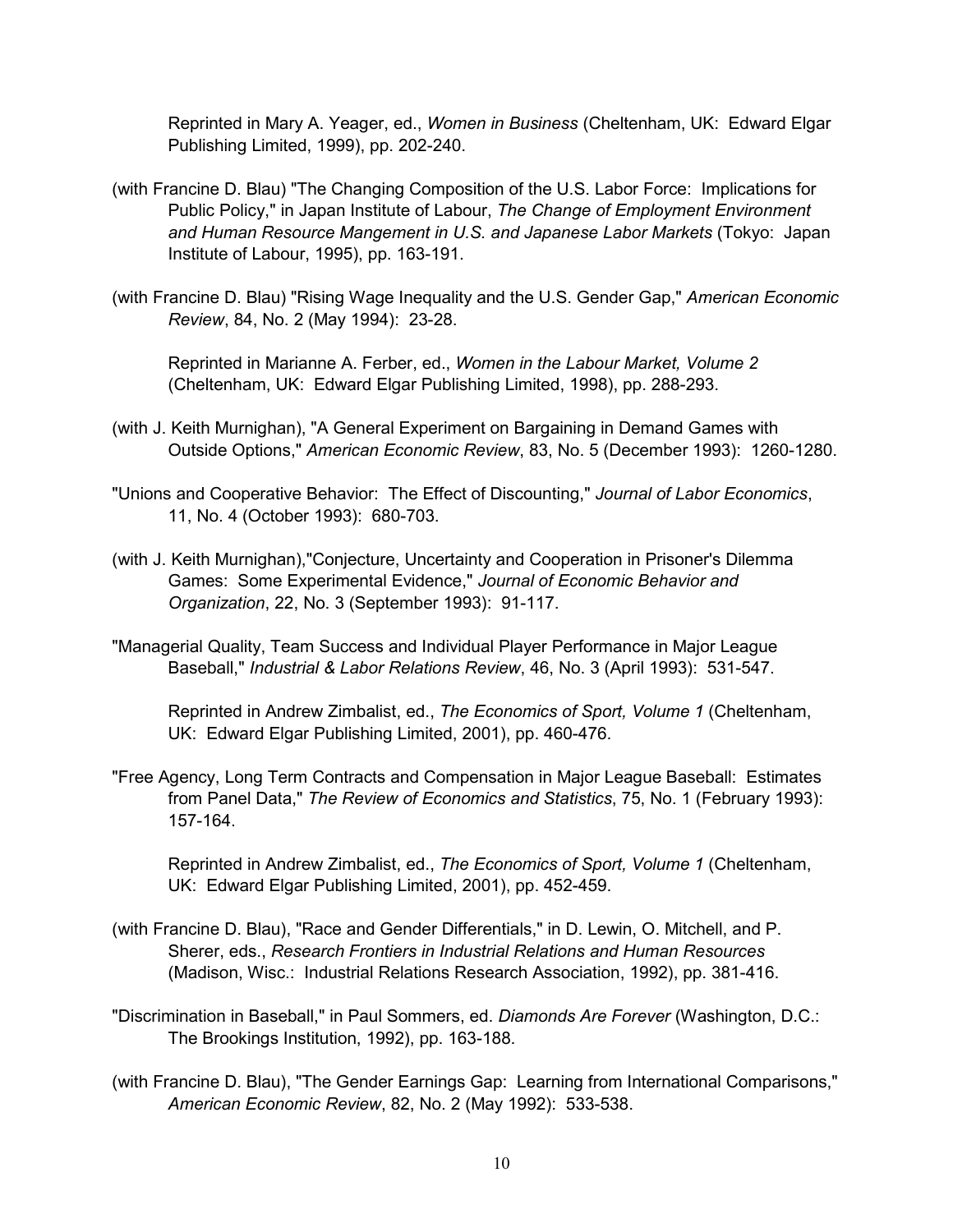Reprinted in Mary A. Yeager, ed., *Women in Business* (Cheltenham, UK: Edward Elgar Publishing Limited, 1999), pp. 202-240.

(with Francine D. Blau) "The Changing Composition of the U.S. Labor Force: Implications for Public Policy," in Japan Institute of Labour, *The Change of Employment Environment and Human Resource Mangement in U.S. and Japanese Labor Markets* (Tokyo: Japan Institute of Labour, 1995), pp. 163-191.

(with Francine D. Blau) "Rising Wage Inequality and the U.S. Gender Gap," *American Economic Review*, 84, No. 2 (May 1994): 23-28.

Reprinted in Marianne A. Ferber, ed., *Women in the Labour Market, Volume 2* (Cheltenham, UK: Edward Elgar Publishing Limited, 1998), pp. 288-293.

(with J. Keith Murnighan), "A General Experiment on Bargaining in Demand Games with Outside Options," *American Economic Review*, 83, No. 5 (December 1993): 1260-1280.

"Unions and Cooperative Behavior: The Effect of Discounting," *Journal of Labor Economics*, 11, No. 4 (October 1993): 680-703.

(with J. Keith Murnighan),"Conjecture, Uncertainty and Cooperation in Prisoner's Dilemma Games: Some Experimental Evidence," *Journal of Economic Behavior and Organization*, 22, No. 3 (September 1993): 91-117.

"Managerial Quality, Team Success and Individual Player Performance in Major League Baseball," *Industrial & Labor Relations Review*, 46, No. 3 (April 1993): 531-547.

Reprinted in Andrew Zimbalist, ed., *The Economics of Sport, Volume 1* (Cheltenham, UK: Edward Elgar Publishing Limited, 2001), pp. 460-476.

"Free Agency, Long Term Contracts and Compensation in Major League Baseball: Estimates from Panel Data," *The Review of Economics and Statistics*, 75, No. 1 (February 1993): 157-164.

Reprinted in Andrew Zimbalist, ed., *The Economics of Sport, Volume 1* (Cheltenham, UK: Edward Elgar Publishing Limited, 2001), pp. 452-459.

(with Francine D. Blau), "Race and Gender Differentials," in D. Lewin, O. Mitchell, and P. Sherer, eds., *Research Frontiers in Industrial Relations and Human Resources* (Madison, Wisc.: Industrial Relations Research Association, 1992), pp. 381-416.

"Discrimination in Baseball," in Paul Sommers, ed. *Diamonds Are Forever* (Washington, D.C.: The Brookings Institution, 1992), pp. 163-188.

(with Francine D. Blau), "The Gender Earnings Gap: Learning from International Comparisons," *American Economic Review*, 82, No. 2 (May 1992): 533-538.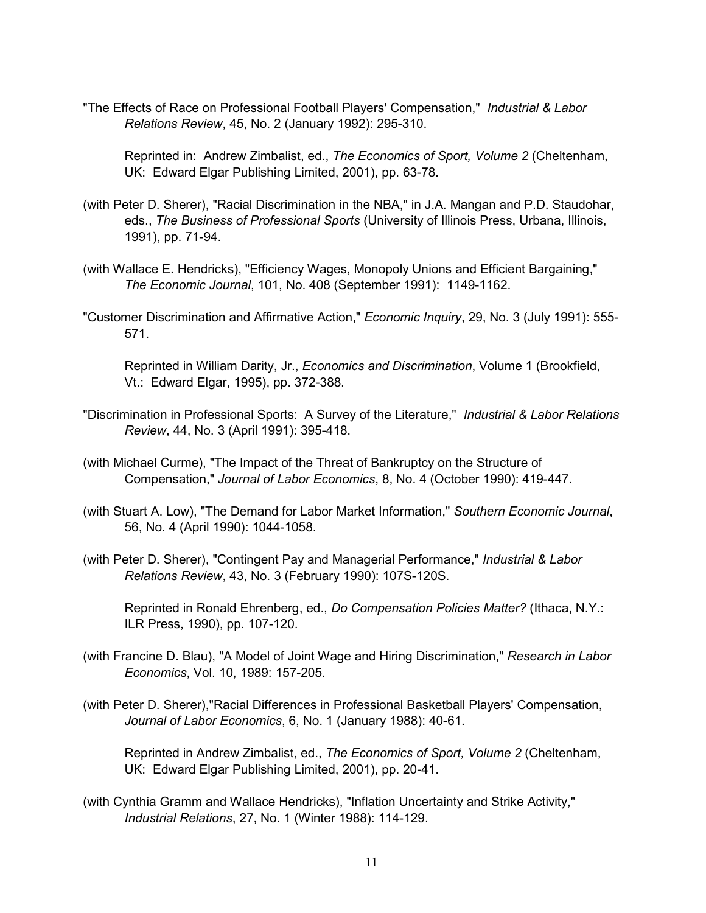"The Effects of Race on Professional Football Players' Compensation," *Industrial & Labor Relations Review*, 45, No. 2 (January 1992): 295-310.

Reprinted in: Andrew Zimbalist, ed., *The Economics of Sport, Volume 2* (Cheltenham, UK: Edward Elgar Publishing Limited, 2001), pp. 63-78.

(with Peter D. Sherer), "Racial Discrimination in the NBA," in J.A. Mangan and P.D. Staudohar, eds., *The Business of Professional Sports* (University of Illinois Press, Urbana, Illinois, 1991), pp. 71-94.

(with Wallace E. Hendricks), "Efficiency Wages, Monopoly Unions and Efficient Bargaining," *The Economic Journal*, 101, No. 408 (September 1991): 1149-1162.

"Customer Discrimination and Affirmative Action," *Economic Inquiry*, 29, No. 3 (July 1991): 555-571.

Reprinted in William Darity, Jr., *Economics and Discrimination*, Volume 1 (Brookfield, Vt.: Edward Elgar, 1995), pp. 372-388.

"Discrimination in Professional Sports: A Survey of the Literature," *Industrial & Labor Relations Review*, 44, No. 3 (April 1991): 395-418.

(with Michael Curme), "The Impact of the Threat of Bankruptcy on the Structure of Compensation," *Journal of Labor Economics*, 8, No. 4 (October 1990): 419-447.

(with Stuart A. Low), "The Demand for Labor Market Information," *Southern Economic Journal*, 56, No. 4 (April 1990): 1044-1058.

(with Peter D. Sherer), "Contingent Pay and Managerial Performance," *Industrial & Labor Relations Review*, 43, No. 3 (February 1990): 107S-120S.

Reprinted in Ronald Ehrenberg, ed., *Do Compensation Policies Matter?* (Ithaca, N.Y.: ILR Press, 1990), pp. 107-120.

(with Francine D. Blau), "A Model of Joint Wage and Hiring Discrimination," *Research in Labor Economics*, Vol. 10, 1989: 157-205.

(with Peter D. Sherer),"Racial Differences in Professional Basketball Players' Compensation, *Journal of Labor Economics*, 6, No. 1 (January 1988): 40-61.

Reprinted in Andrew Zimbalist, ed., *The Economics of Sport, Volume 2* (Cheltenham, UK: Edward Elgar Publishing Limited, 2001), pp. 20-41.

(with Cynthia Gramm and Wallace Hendricks), "Inflation Uncertainty and Strike Activity," *Industrial Relations*, 27, No. 1 (Winter 1988): 114-129.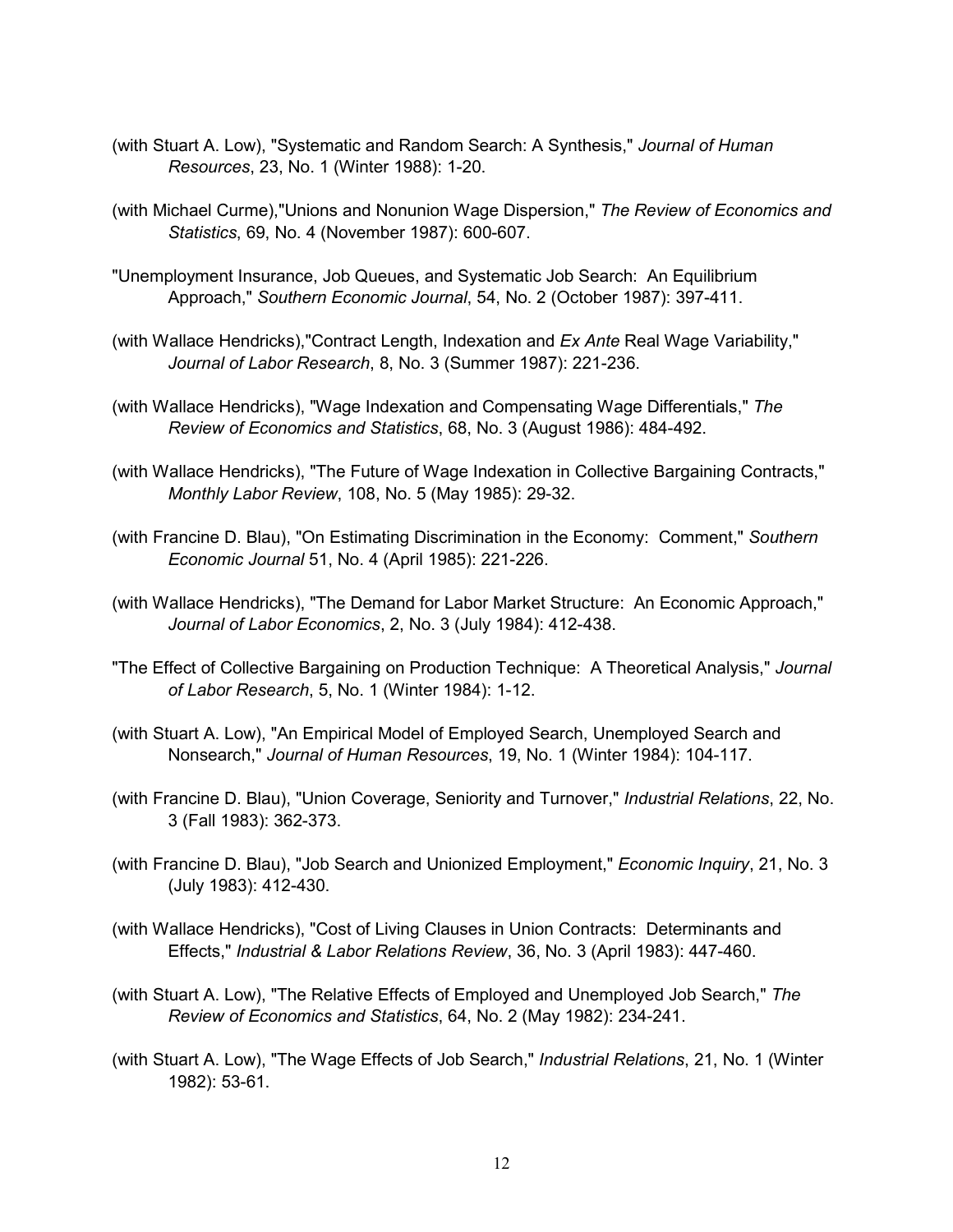(with Stuart A. Low), "Systematic and Random Search: A Synthesis," *Journal of Human Resources*, 23, No. 1 (Winter 1988): 1-20.

(with Michael Curme),"Unions and Nonunion Wage Dispersion," *The Review of Economics and Statistics*, 69, No. 4 (November 1987): 600-607.

"Unemployment Insurance, Job Queues, and Systematic Job Search: An Equilibrium Approach," *Southern Economic Journal*, 54, No. 2 (October 1987): 397-411.

(with Wallace Hendricks),"Contract Length, Indexation and *Ex Ante* Real Wage Variability," *Journal of Labor Research*, 8, No. 3 (Summer 1987): 221-236.

(with Wallace Hendricks), "Wage Indexation and Compensating Wage Differentials," *The Review of Economics and Statistics*, 68, No. 3 (August 1986): 484-492.

(with Wallace Hendricks), "The Future of Wage Indexation in Collective Bargaining Contracts," *Monthly Labor Review*, 108, No. 5 (May 1985): 29-32.

(with Francine D. Blau), "On Estimating Discrimination in the Economy: Comment," *Southern Economic Journal* 51, No. 4 (April 1985): 221-226.

(with Wallace Hendricks), "The Demand for Labor Market Structure: An Economic Approach," *Journal of Labor Economics*, 2, No. 3 (July 1984): 412-438.

"The Effect of Collective Bargaining on Production Technique: A Theoretical Analysis," *Journal of Labor Research*, 5, No. 1 (Winter 1984): 1-12.

(with Stuart A. Low), "An Empirical Model of Employed Search, Unemployed Search and Nonsearch," *Journal of Human Resources*, 19, No. 1 (Winter 1984): 104-117.

(with Francine D. Blau), "Union Coverage, Seniority and Turnover," *Industrial Relations*, 22, No. 3 (Fall 1983): 362-373.

(with Francine D. Blau), "Job Search and Unionized Employment," *Economic Inquiry*, 21, No. 3 (July 1983): 412-430.

(with Wallace Hendricks), "Cost of Living Clauses in Union Contracts: Determinants and Effects," *Industrial & Labor Relations Review*, 36, No. 3 (April 1983): 447-460.

(with Stuart A. Low), "The Relative Effects of Employed and Unemployed Job Search," *The Review of Economics and Statistics*, 64, No. 2 (May 1982): 234-241.

(with Stuart A. Low), "The Wage Effects of Job Search," *Industrial Relations*, 21, No. 1 (Winter 1982): 53-61.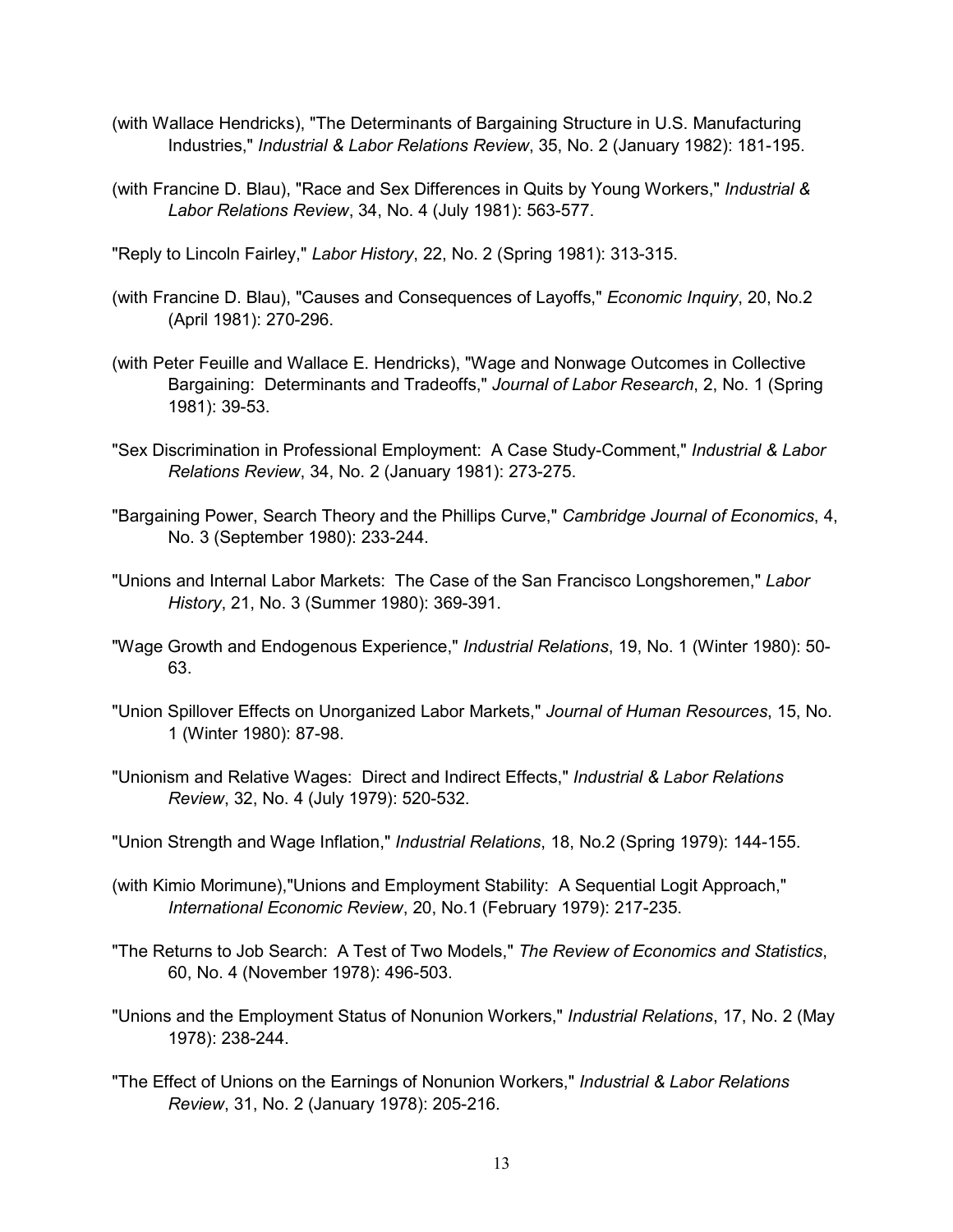(with Wallace Hendricks), "The Determinants of Bargaining Structure in U.S. Manufacturing Industries," *Industrial & Labor Relations Review*, 35, No. 2 (January 1982): 181-195.

(with Francine D. Blau), "Race and Sex Differences in Quits by Young Workers," *Industrial & Labor Relations Review*, 34, No. 4 (July 1981): 563-577.

"Reply to Lincoln Fairley," *Labor History*, 22, No. 2 (Spring 1981): 313-315.

(with Francine D. Blau), "Causes and Consequences of Layoffs," *Economic Inquiry*, 20, No.2 (April 1981): 270-296.

(with Peter Feuille and Wallace E. Hendricks), "Wage and Nonwage Outcomes in Collective Bargaining: Determinants and Tradeoffs," *Journal of Labor Research*, 2, No. 1 (Spring 1981): 39-53.

"Sex Discrimination in Professional Employment: A Case Study-Comment," *Industrial & Labor Relations Review*, 34, No. 2 (January 1981): 273-275.

"Bargaining Power, Search Theory and the Phillips Curve," *Cambridge Journal of Economics*, 4, No. 3 (September 1980): 233-244.

"Unions and Internal Labor Markets: The Case of the San Francisco Longshoremen," *Labor History*, 21, No. 3 (Summer 1980): 369-391.

"Wage Growth and Endogenous Experience," *Industrial Relations*, 19, No. 1 (Winter 1980): 50-63.

"Union Spillover Effects on Unorganized Labor Markets," *Journal of Human Resources*, 15, No. 1 (Winter 1980): 87-98.

"Unionism and Relative Wages: Direct and Indirect Effects," *Industrial & Labor Relations Review*, 32, No. 4 (July 1979): 520-532.

"Union Strength and Wage Inflation," *Industrial Relations*, 18, No.2 (Spring 1979): 144-155.

(with Kimio Morimune),"Unions and Employment Stability: A Sequential Logit Approach," *International Economic Review*, 20, No.1 (February 1979): 217-235.

"The Returns to Job Search: A Test of Two Models," *The Review of Economics and Statistics*, 60, No. 4 (November 1978): 496-503.

"Unions and the Employment Status of Nonunion Workers," *Industrial Relations*, 17, No. 2 (May 1978): 238-244.

"The Effect of Unions on the Earnings of Nonunion Workers," *Industrial & Labor Relations Review*, 31, No. 2 (January 1978): 205-216.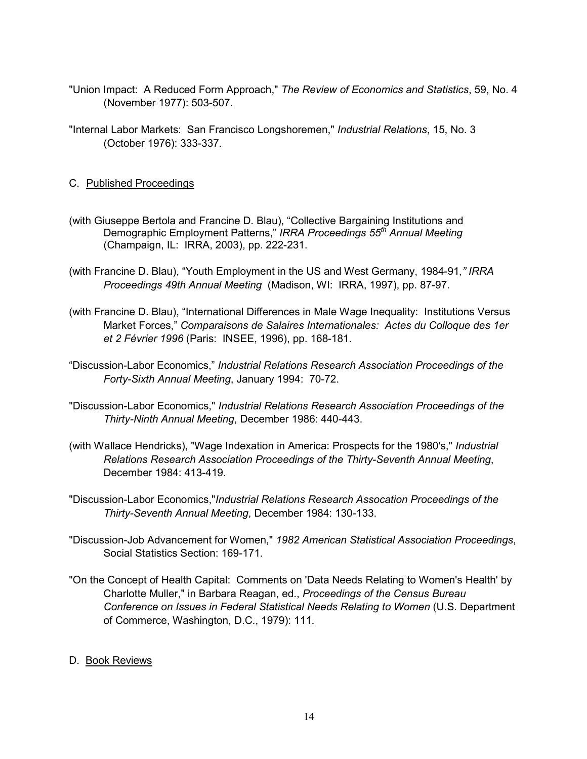"Union Impact: A Reduced Form Approach," *The Review of Economics and Statistics*, 59, No. 4 (November 1977): 503-507.

"Internal Labor Markets: San Francisco Longshoremen," *Industrial Relations*, 15, No. 3 (October 1976): 333-337.

C. Published Proceedings

(with Giuseppe Bertola and Francine D. Blau), "Collective Bargaining Institutions and Demographic Employment Patterns," *IRRA Proceedings 55th Annual Meeting* (Champaign, IL: IRRA, 2003), pp. 222-231.

(with Francine D. Blau), "Youth Employment in the US and West Germany, 1984-91," *IRRA Proceedings 49th Annual Meeting* (Madison, WI: IRRA, 1997), pp. 87-97.

(with Francine D. Blau), "International Differences in Male Wage Inequality: Institutions Versus Market Forces," *Comparaisons de Salaires Internationales: Actes du Colloque des 1er et 2 Février 1996* (Paris: INSEE, 1996), pp. 168-181.

"Discussion-Labor Economics," *Industrial Relations Research Association Proceedings of the Forty-Sixth Annual Meeting*, January 1994: 70-72.

"Discussion-Labor Economics," *Industrial Relations Research Association Proceedings of the Thirty-Ninth Annual Meeting*, December 1986: 440-443.

(with Wallace Hendricks), "Wage Indexation in America: Prospects for the 1980's," *Industrial Relations Research Association Proceedings of the Thirty-Seventh Annual Meeting*, December 1984: 413-419.

"Discussion-Labor Economics,"*Industrial Relations Research Assocation Proceedings of the Thirty-Seventh Annual Meeting*, December 1984: 130-133.

"Discussion-Job Advancement for Women," *1982 American Statistical Association Proceedings*, Social Statistics Section: 169-171.

"On the Concept of Health Capital: Comments on 'Data Needs Relating to Women's Health' by Charlotte Muller," in Barbara Reagan, ed., *Proceedings of the Census Bureau Conference on Issues in Federal Statistical Needs Relating to Women* (U.S. Department of Commerce, Washington, D.C., 1979): 111.

D. Book Reviews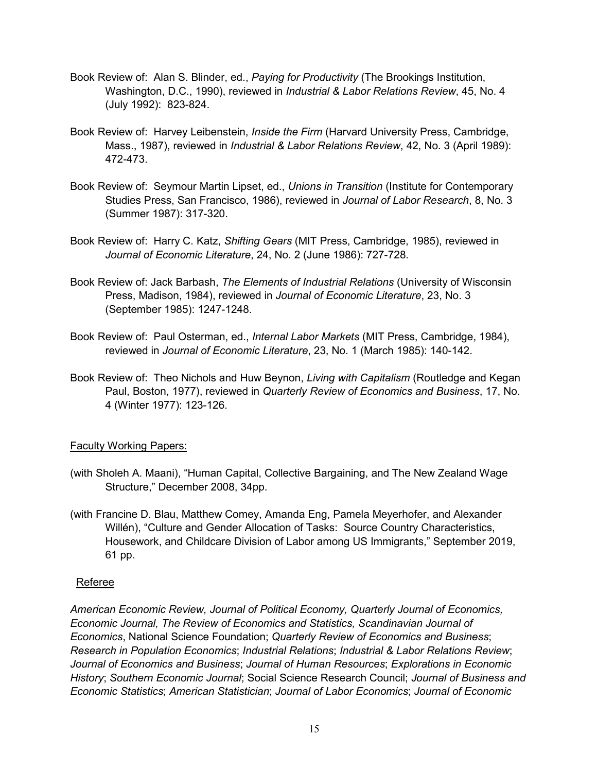Book Review of: Alan S. Blinder, ed., *Paying for Productivity* (The Brookings Institution, Washington, D.C., 1990), reviewed in *Industrial & Labor Relations Review*, 45, No. 4 (July 1992): 823-824.

Book Review of: Harvey Leibenstein, *Inside the Firm* (Harvard University Press, Cambridge, Mass., 1987), reviewed in *Industrial & Labor Relations Review*, 42, No. 3 (April 1989): 472-473.

Book Review of: Seymour Martin Lipset, ed., *Unions in Transition* (Institute for Contemporary Studies Press, San Francisco, 1986), reviewed in *Journal of Labor Research*, 8, No. 3 (Summer 1987): 317-320.

Book Review of: Harry C. Katz, *Shifting Gears* (MIT Press, Cambridge, 1985), reviewed in *Journal of Economic Literature*, 24, No. 2 (June 1986): 727-728.

Book Review of: Jack Barbash, *The Elements of Industrial Relations* (University of Wisconsin Press, Madison, 1984), reviewed in *Journal of Economic Literature*, 23, No. 3 (September 1985): 1247-1248.

Book Review of: Paul Osterman, ed., *Internal Labor Markets* (MIT Press, Cambridge, 1984), reviewed in *Journal of Economic Literature*, 23, No. 1 (March 1985): 140-142.

Book Review of: Theo Nichols and Huw Beynon, *Living with Capitalism* (Routledge and Kegan Paul, Boston, 1977), reviewed in *Quarterly Review of Economics and Business*, 17, No. 4 (Winter 1977): 123-126.

Faculty Working Papers:

(with Sholeh A. Maani), "Human Capital, Collective Bargaining, and The New Zealand Wage Structure," December 2008, 34pp.

(with Francine D. Blau, Matthew Comey, Amanda Eng, Pamela Meyerhofer, and Alexander Willén), "Culture and Gender Allocation of Tasks: Source Country Characteristics, Housework, and Childcare Division of Labor among US Immigrants," September 2019, 61 pp.

Referee

*American Economic Review, Journal of Political Economy, Quarterly Journal of Economics, Economic Journal, The Review of Economics and Statistics, Scandinavian Journal of Economics*, National Science Foundation; *Quarterly Review of Economics and Business*; *Research in Population Economics*; *Industrial Relations*; *Industrial & Labor Relations Review*; *Journal of Economics and Business*; *Journal of Human Resources*; *Explorations in Economic History*; *Southern Economic Journal*; Social Science Research Council; *Journal of Business and Economic Statistics*; *American Statistician*; *Journal of Labor Economics*; *Journal of Economic*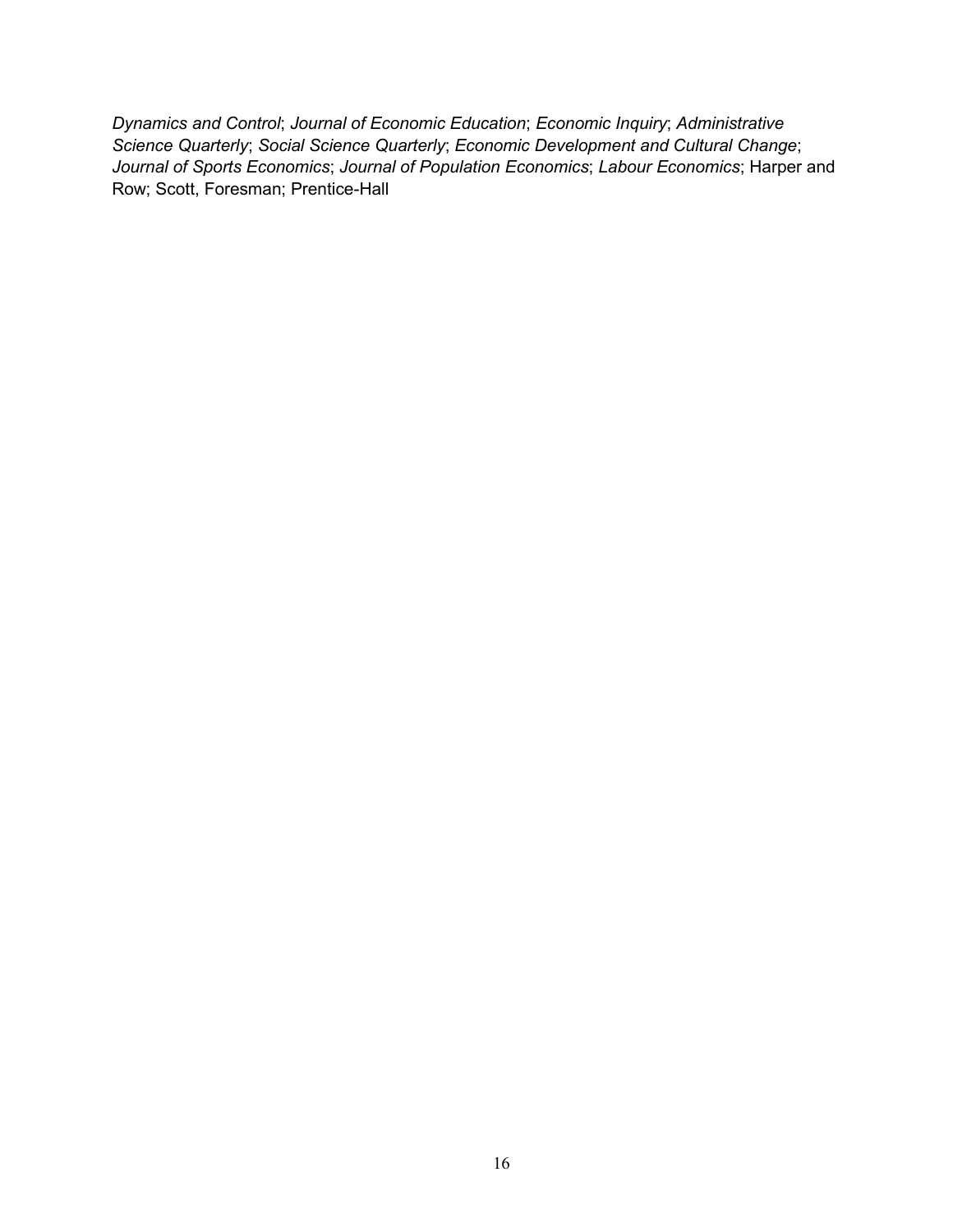*Dynamics and Control*; *Journal of Economic Education*; *Economic Inquiry*; *Administrative Science Quarterly*; *Social Science Quarterly*; *Economic Development and Cultural Change*; *Journal of Sports Economics*; *Journal of Population Economics*; *Labour Economics*; Harper and Row; Scott, Foresman; Prentice-Hall